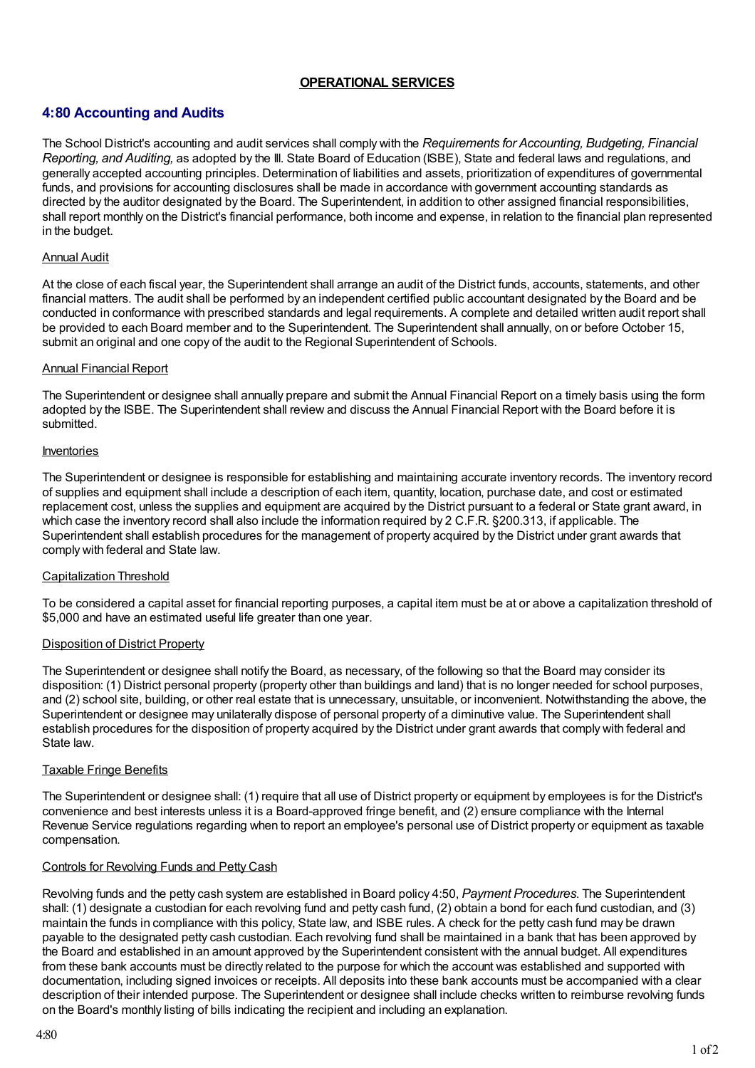**OPERATIONAL SERVICES**

## 4:80 Accounting and Audits

The School District's accounting and audit services shall comply with the *Requirements for Accounting, Budgeting, Financial Reporting, and Auditing,* as adopted by the Ill. State Board of Education (ISBE), State and federal laws and regulations, and generally accepted accounting principles. Determination of liabilities and assets, prioritization of expenditures of governmental funds, and provisions for accounting disclosures shall be made in accordance with government accounting standards as directed by the auditor designated by the Board. The Superintendent, in addition to other assigned financial responsibilities, shall report monthly on the District's financial performance, both income and expense, in relation to the financial plan represented in the budget.

### Annual Audit

At the close of each fiscal year, the Superintendent shall arrange an audit of the District funds, accounts, statements, and other financial matters. The audit shall be performed by an independent certified public accountant designated by the Board and be conducted in conformance with prescribed standards and legal requirements. A complete and detailed written audit report shall be provided to each Board member and to the Superintendent. The Superintendent shall annually, on or before October 15, submit an original and one copy of the audit to the Regional Superintendent of Schools.

### Annual Financial Report

The Superintendent or designee shall annually prepare and submit the Annual Financial Report on a timely basis using the form adopted by the ISBE. The Superintendent shall review and discuss the Annual Financial Report with the Board before it is submitted.

### Inventories

The Superintendent or designee is responsible for establishing and maintaining accurate inventory records. The inventory record of supplies and equipment shall include a description of each item, quantity, location, purchase date, and cost or estimated replacement cost, unless the supplies and equipment are acquired by the District pursuant to a federal or State grant award, in which case the inventory record shall also include the information required by 2 C.F.R. §200.313, if applicable. The Superintendent shall establish procedures for the management of property acquired by the District under grant awards that comply with federal and State law.

### Capitalization Threshold

To be considered a capital asset for financial reporting purposes, a capital item must be at or above a capitalization threshold of $5,000 and have an estimated useful life greater than one year.

### Disposition of District Property

The Superintendent or designee shall notify the Board, as necessary, of the following so that the Board may consider its disposition: (1) District personal property (property other than buildings and land) that is no longer needed for school purposes, and (2) school site, building, or other real estate that is unnecessary, unsuitable, or inconvenient. Notwithstanding the above, the Superintendent or designee may unilaterally dispose of personal property of a diminutive value. The Superintendent shall establish procedures for the disposition of property acquired by the District under grant awards that comply with federal and State law.

### Taxable Fringe Benefits

The Superintendent or designee shall: (1) require that all use of District property or equipment by employees is for the District's convenience and best interests unless it is a Board-approved fringe benefit, and (2) ensure compliance with the Internal Revenue Service regulations regarding when to report an employee's personal use of District property or equipment as taxable compensation.

### Controls for Revolving Funds and Petty Cash

Revolving funds and the petty cash system are established in Board policy 4:50, *Payment Procedures.* The Superintendent shall: (1) designate a custodian for each revolving fund and petty cash fund, (2) obtain a bond for each fund custodian, and (3) maintain the funds in compliance with this policy, State law, and ISBE rules. A check for the petty cash fund may be drawn payable to the designated petty cash custodian. Each revolving fund shall be maintained in a bank that has been approved by the Board and established in an amount approved by the Superintendent consistent with the annual budget. All expenditures from these bank accounts must be directly related to the purpose for which the account was established and supported with documentation, including signed invoices or receipts. All deposits into these bank accounts must be accompanied with a clear description of their intended purpose. The Superintendent or designee shall include checks written to reimburse revolving funds on the Board's monthly listing of bills indicating the recipient and including an explanation.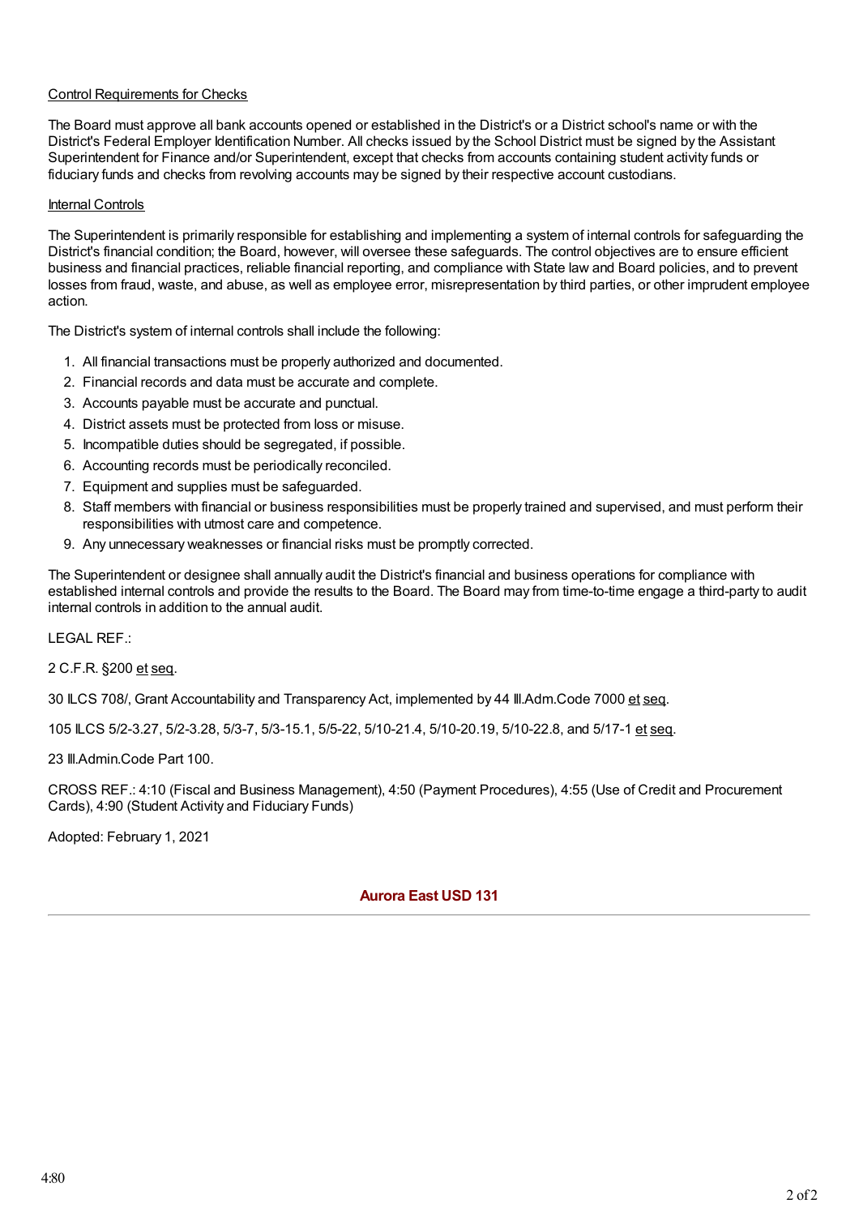Control Requirements for Checks

The Board must approve all bank accounts opened or established in the District's or a District school's name or with the District's Federal Employer Identification Number. All checks issued by the School District must be signed by the Assistant Superintendent for Finance and/or Superintendent, except that checks from accounts containing student activity funds or fiduciary funds and checks from revolving accounts may be signed by their respective account custodians.

Internal Controls

The Superintendent is primarily responsible for establishing and implementing a system of internal controls for safeguarding the District's financial condition; the Board, however, will oversee these safeguards. The control objectives are to ensure efficient business and financial practices, reliable financial reporting, and compliance with State law and Board policies, and to prevent losses from fraud, waste, and abuse, as well as employee error, misrepresentation by third parties, or other imprudent employee action.

The District's system of internal controls shall include the following:

1. All financial transactions must be properly authorized and documented.
2. Financial records and data must be accurate and complete.
3. Accounts payable must be accurate and punctual.
4. District assets must be protected from loss or misuse.
5. Incompatible duties should be segregated, if possible.
6. Accounting records must be periodically reconciled.
7. Equipment and supplies must be safeguarded.
8. Staff members with financial or business responsibilities must be properly trained and supervised, and must perform their responsibilities with utmost care and competence.
9. Any unnecessary weaknesses or financial risks must be promptly corrected.

The Superintendent or designee shall annually audit the District's financial and business operations for compliance with established internal controls and provide the results to the Board. The Board may from time-to-time engage a third-party to audit internal controls in addition to the annual audit.

LEGAL REF.:

2 C.F.R. §200 et seq.

30 ILCS 708/, Grant Accountability and Transparency Act, implemented by 44 Ill.Adm.Code 7000 et seq.

105 ILCS 5/2-3.27, 5/2-3.28, 5/3-7, 5/3-15.1, 5/5-22, 5/10-21.4, 5/10-20.19, 5/10-22.8, and 5/17-1 et seq.

23 Ill.Admin.Code Part 100.

CROSS REF.: 4:10 (Fiscal and Business Management), 4:50 (Payment Procedures), 4:55 (Use of Credit and Procurement Cards), 4:90 (Student Activity and Fiduciary Funds)

Adopted: February 1, 2021

**Aurora East USD 131**